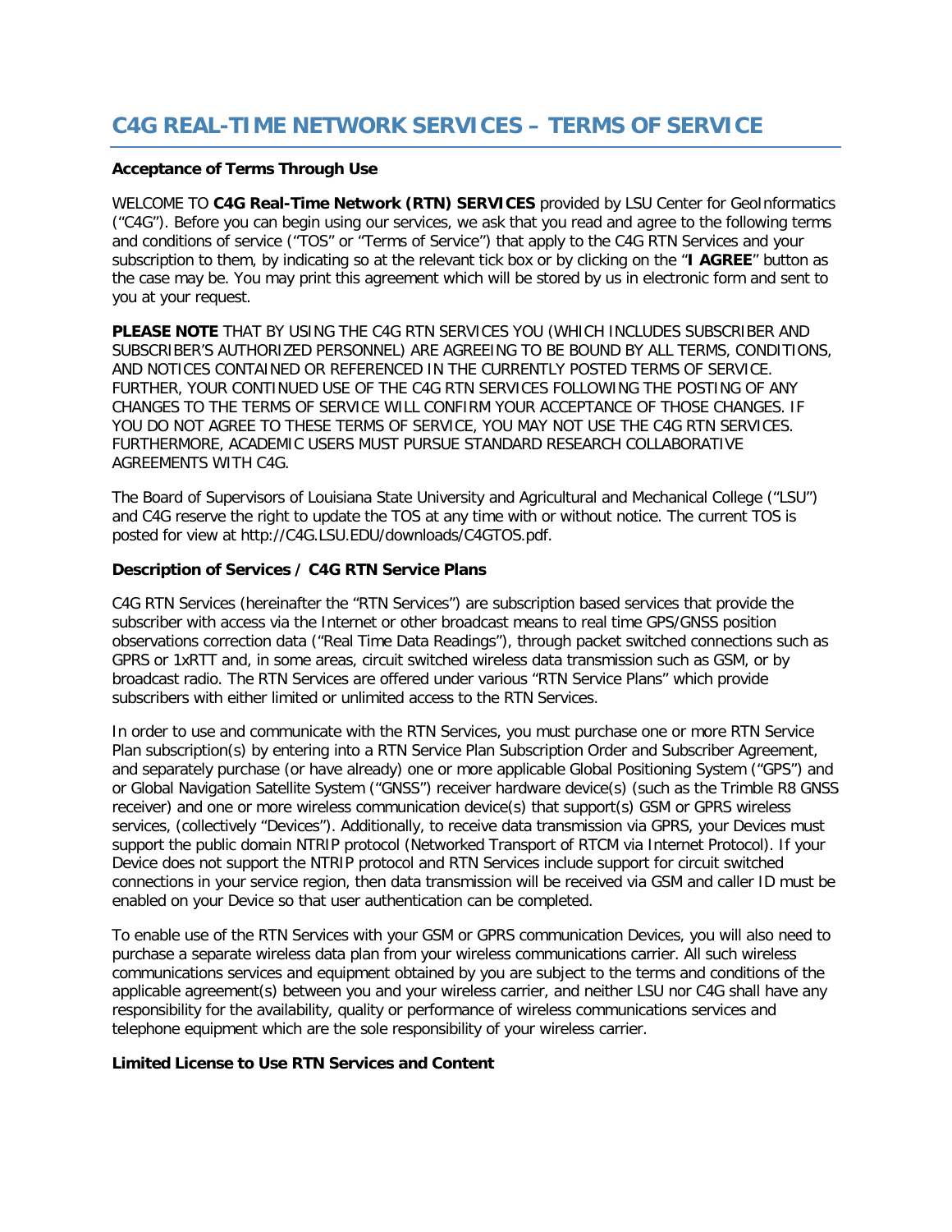# C4G REAL-TIME NETWORK SERVICES – TERMS OF SERVICE

**Acceptance of Terms Through Use**

WELCOME TO **C4G Real-Time Network (RTN) SERVICES** provided by LSU Center for GeoInformatics (“C4G”). Before you can begin using our services, we ask that you read and agree to the following terms and conditions of service (“TOS” or “Terms of Service”) that apply to the C4G RTN Services and your subscription to them, by indicating so at the relevant tick box or by clicking on the “**I AGREE**” button as the case may be. You may print this agreement which will be stored by us in electronic form and sent to you at your request.

**PLEASE NOTE** THAT BY USING THE C4G RTN SERVICES YOU (WHICH INCLUDES SUBSCRIBER AND SUBSCRIBER’S AUTHORIZED PERSONNEL) ARE AGREEING TO BE BOUND BY ALL TERMS, CONDITIONS, AND NOTICES CONTAINED OR REFERENCED IN THE CURRENTLY POSTED TERMS OF SERVICE. FURTHER, YOUR CONTINUED USE OF THE C4G RTN SERVICES FOLLOWING THE POSTING OF ANY CHANGES TO THE TERMS OF SERVICE WILL CONFIRM YOUR ACCEPTANCE OF THOSE CHANGES. IF YOU DO NOT AGREE TO THESE TERMS OF SERVICE, YOU MAY NOT USE THE C4G RTN SERVICES. FURTHERMORE, ACADEMIC USERS MUST PURSUE STANDARD RESEARCH COLLABORATIVE AGREEMENTS WITH C4G.

The Board of Supervisors of Louisiana State University and Agricultural and Mechanical College (“LSU”) and C4G reserve the right to update the TOS at any time with or without notice. The current TOS is posted for view at http://C4G.LSU.EDU/downloads/C4GTOS.pdf.

**Description of Services / C4G RTN Service Plans**

C4G RTN Services (hereinafter the “RTN Services”) are subscription based services that provide the subscriber with access via the Internet or other broadcast means to real time GPS/GNSS position observations correction data (“Real Time Data Readings”), through packet switched connections such as GPRS or 1xRTT and, in some areas, circuit switched wireless data transmission such as GSM, or by broadcast radio. The RTN Services are offered under various “RTN Service Plans” which provide subscribers with either limited or unlimited access to the RTN Services.

In order to use and communicate with the RTN Services, you must purchase one or more RTN Service Plan subscription(s) by entering into a RTN Service Plan Subscription Order and Subscriber Agreement, and separately purchase (or have already) one or more applicable Global Positioning System (“GPS”) and or Global Navigation Satellite System (“GNSS”) receiver hardware device(s) (such as the Trimble R8 GNSS receiver) and one or more wireless communication device(s) that support(s) GSM or GPRS wireless services, (collectively “Devices”). Additionally, to receive data transmission via GPRS, your Devices must support the public domain NTRIP protocol (Networked Transport of RTCM via Internet Protocol). If your Device does not support the NTRIP protocol and RTN Services include support for circuit switched connections in your service region, then data transmission will be received via GSM and caller ID must be enabled on your Device so that user authentication can be completed.

To enable use of the RTN Services with your GSM or GPRS communication Devices, you will also need to purchase a separate wireless data plan from your wireless communications carrier. All such wireless communications services and equipment obtained by you are subject to the terms and conditions of the applicable agreement(s) between you and your wireless carrier, and neither LSU nor C4G shall have any responsibility for the availability, quality or performance of wireless communications services and telephone equipment which are the sole responsibility of your wireless carrier.

**Limited License to Use RTN Services and Content**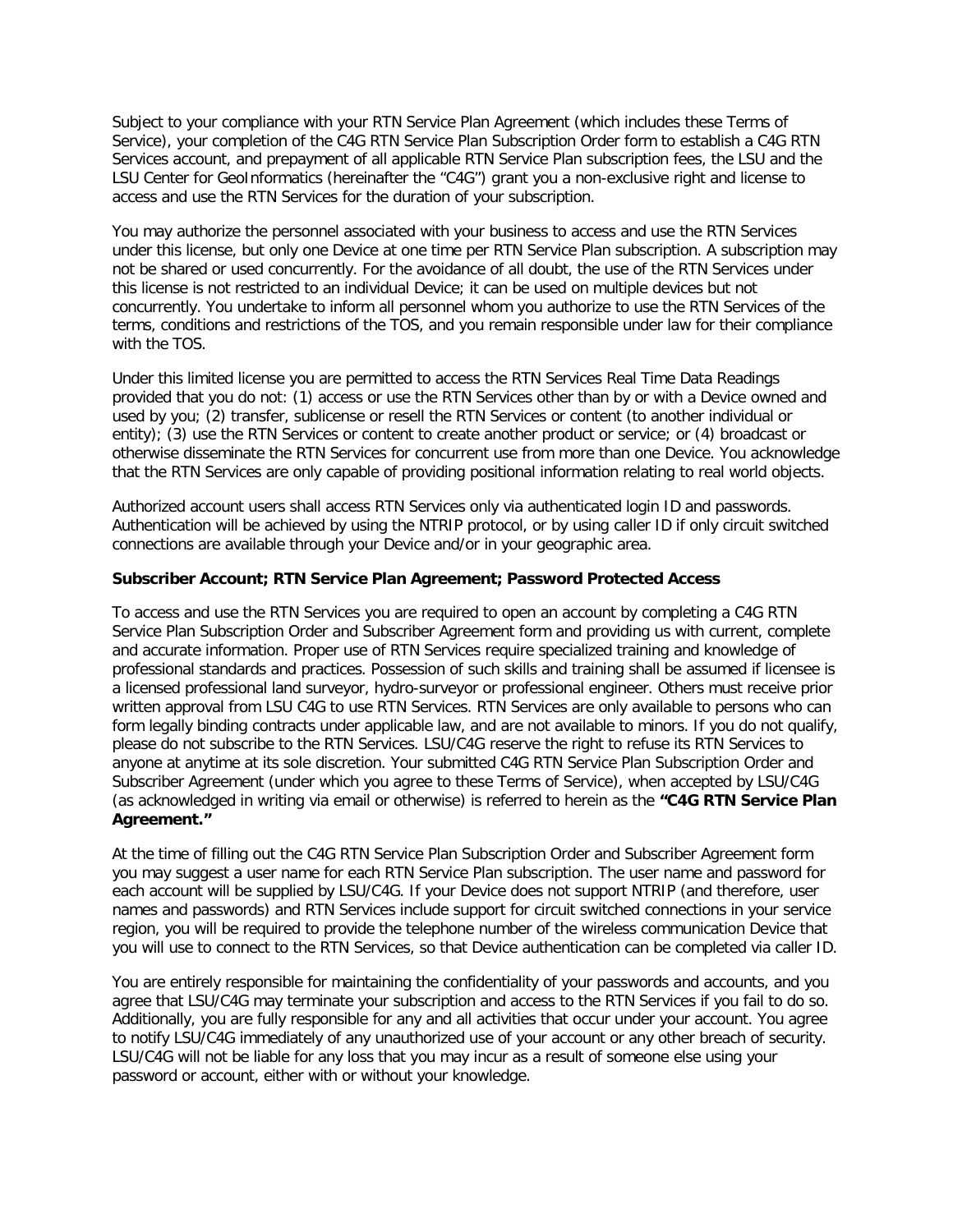Subject to your compliance with your RTN Service Plan Agreement (which includes these Terms of Service), your completion of the C4G RTN Service Plan Subscription Order form to establish a C4G RTN Services account, and prepayment of all applicable RTN Service Plan subscription fees, the LSU and the LSU Center for GeoInformatics (hereinafter the "C4G") grant you a non-exclusive right and license to access and use the RTN Services for the duration of your subscription.

You may authorize the personnel associated with your business to access and use the RTN Services under this license, but only one Device at one time per RTN Service Plan subscription. A subscription may not be shared or used concurrently. For the avoidance of all doubt, the use of the RTN Services under this license is not restricted to an individual Device; it can be used on multiple devices but not concurrently. You undertake to inform all personnel whom you authorize to use the RTN Services of the terms, conditions and restrictions of the TOS, and you remain responsible under law for their compliance with the TOS.

Under this limited license you are permitted to access the RTN Services Real Time Data Readings provided that you do not: (1) access or use the RTN Services other than by or with a Device owned and used by you; (2) transfer, sublicense or resell the RTN Services or content (to another individual or entity); (3) use the RTN Services or content to create another product or service; or (4) broadcast or otherwise disseminate the RTN Services for concurrent use from more than one Device. You acknowledge that the RTN Services are only capable of providing positional information relating to real world objects.

Authorized account users shall access RTN Services only via authenticated login ID and passwords. Authentication will be achieved by using the NTRIP protocol, or by using caller ID if only circuit switched connections are available through your Device and/or in your geographic area.

**Subscriber Account; RTN Service Plan Agreement; Password Protected Access**

To access and use the RTN Services you are required to open an account by completing a C4G RTN Service Plan Subscription Order and Subscriber Agreement form and providing us with current, complete and accurate information. Proper use of RTN Services require specialized training and knowledge of professional standards and practices. Possession of such skills and training shall be assumed if licensee is a licensed professional land surveyor, hydro-surveyor or professional engineer. Others must receive prior written approval from LSU C4G to use RTN Services. RTN Services are only available to persons who can form legally binding contracts under applicable law, and are not available to minors. If you do not qualify, please do not subscribe to the RTN Services. LSU/C4G reserve the right to refuse its RTN Services to anyone at anytime at its sole discretion. Your submitted C4G RTN Service Plan Subscription Order and Subscriber Agreement (under which you agree to these Terms of Service), when accepted by LSU/C4G (as acknowledged in writing via email or otherwise) is referred to herein as the **"C4G RTN Service Plan Agreement."**

At the time of filling out the C4G RTN Service Plan Subscription Order and Subscriber Agreement form you may suggest a user name for each RTN Service Plan subscription. The user name and password for each account will be supplied by LSU/C4G. If your Device does not support NTRIP (and therefore, user names and passwords) and RTN Services include support for circuit switched connections in your service region, you will be required to provide the telephone number of the wireless communication Device that you will use to connect to the RTN Services, so that Device authentication can be completed via caller ID.

You are entirely responsible for maintaining the confidentiality of your passwords and accounts, and you agree that LSU/C4G may terminate your subscription and access to the RTN Services if you fail to do so. Additionally, you are fully responsible for any and all activities that occur under your account. You agree to notify LSU/C4G immediately of any unauthorized use of your account or any other breach of security. LSU/C4G will not be liable for any loss that you may incur as a result of someone else using your password or account, either with or without your knowledge.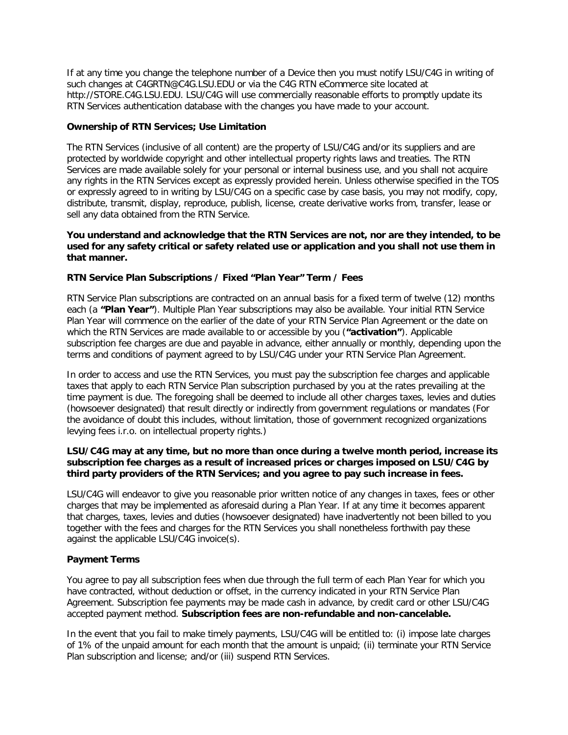If at any time you change the telephone number of a Device then you must notify LSU/C4G in writing of such changes at C4GRTN@C4G.LSU.EDU or via the C4G RTN eCommerce site located at http://STORE.C4G.LSU.EDU. LSU/C4G will use commercially reasonable efforts to promptly update its RTN Services authentication database with the changes you have made to your account.

**Ownership of RTN Services; Use Limitation**

The RTN Services (inclusive of all content) are the property of LSU/C4G and/or its suppliers and are protected by worldwide copyright and other intellectual property rights laws and treaties. The RTN Services are made available solely for your personal or internal business use, and you shall not acquire any rights in the RTN Services except as expressly provided herein. Unless otherwise specified in the TOS or expressly agreed to in writing by LSU/C4G on a specific case by case basis, you may not modify, copy, distribute, transmit, display, reproduce, publish, license, create derivative works from, transfer, lease or sell any data obtained from the RTN Service.

**You understand and acknowledge that the RTN Services are not, nor are they intended, to be used for any safety critical or safety related use or application and you shall not use them in that manner.**

**RTN Service Plan Subscriptions / Fixed "Plan Year" Term / Fees**

RTN Service Plan subscriptions are contracted on an annual basis for a fixed term of twelve (12) months each (a **"Plan Year"**). Multiple Plan Year subscriptions may also be available. Your initial RTN Service Plan Year will commence on the earlier of the date of your RTN Service Plan Agreement or the date on which the RTN Services are made available to or accessible by you (**"activation"**). Applicable subscription fee charges are due and payable in advance, either annually or monthly, depending upon the terms and conditions of payment agreed to by LSU/C4G under your RTN Service Plan Agreement.

In order to access and use the RTN Services, you must pay the subscription fee charges and applicable taxes that apply to each RTN Service Plan subscription purchased by you at the rates prevailing at the time payment is due. The foregoing shall be deemed to include all other charges taxes, levies and duties (howsoever designated) that result directly or indirectly from government regulations or mandates (For the avoidance of doubt this includes, without limitation, those of government recognized organizations levying fees i.r.o. on intellectual property rights.)

**LSU/C4G may at any time, but no more than once during a twelve month period, increase its subscription fee charges as a result of increased prices or charges imposed on LSU/C4G by third party providers of the RTN Services; and you agree to pay such increase in fees.**

LSU/C4G will endeavor to give you reasonable prior written notice of any changes in taxes, fees or other charges that may be implemented as aforesaid during a Plan Year. If at any time it becomes apparent that charges, taxes, levies and duties (howsoever designated) have inadvertently not been billed to you together with the fees and charges for the RTN Services you shall nonetheless forthwith pay these against the applicable LSU/C4G invoice(s).

**Payment Terms**

You agree to pay all subscription fees when due through the full term of each Plan Year for which you have contracted, without deduction or offset, in the currency indicated in your RTN Service Plan Agreement. Subscription fee payments may be made cash in advance, by credit card or other LSU/C4G accepted payment method. **Subscription fees are non-refundable and non-cancelable.**

In the event that you fail to make timely payments, LSU/C4G will be entitled to: (i) impose late charges of 1% of the unpaid amount for each month that the amount is unpaid; (ii) terminate your RTN Service Plan subscription and license; and/or (iii) suspend RTN Services.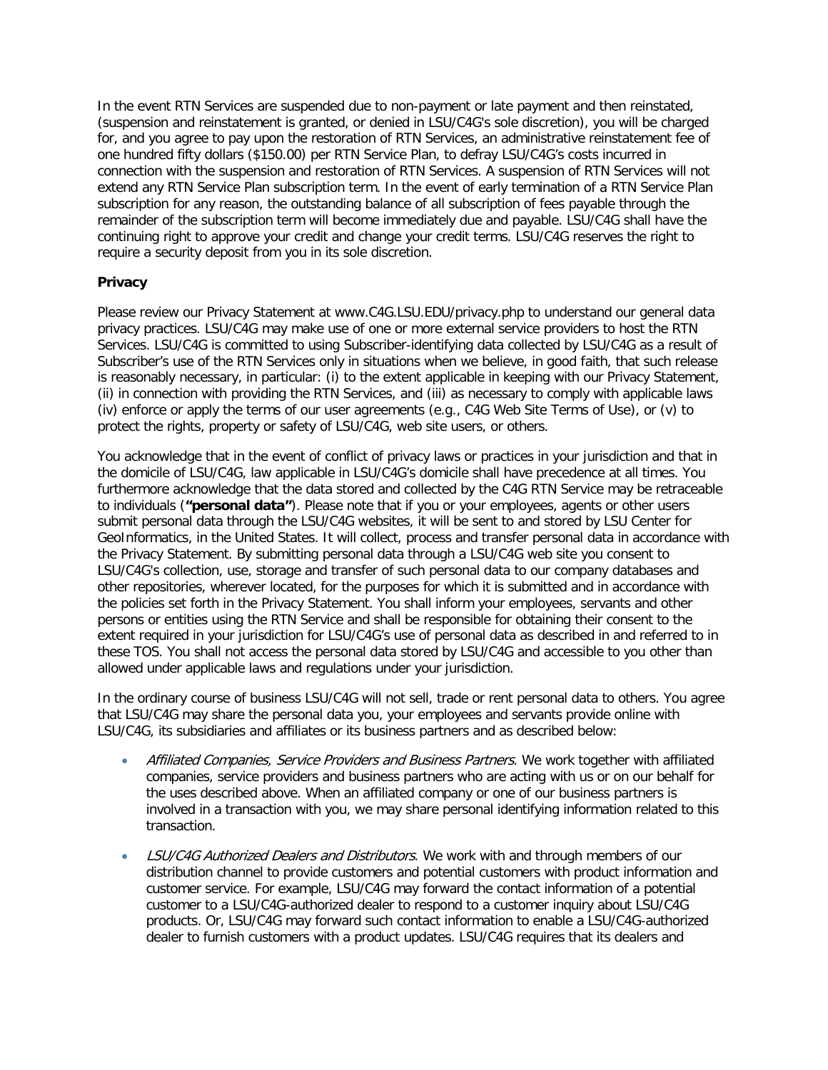In the event RTN Services are suspended due to non-payment or late payment and then reinstated, (suspension and reinstatement is granted, or denied in LSU/C4G's sole discretion), you will be charged for, and you agree to pay upon the restoration of RTN Services, an administrative reinstatement fee of one hundred fifty dollars ($150.00) per RTN Service Plan, to defray LSU/C4G's costs incurred in connection with the suspension and restoration of RTN Services. A suspension of RTN Services will not extend any RTN Service Plan subscription term. In the event of early termination of a RTN Service Plan subscription for any reason, the outstanding balance of all subscription of fees payable through the remainder of the subscription term will become immediately due and payable. LSU/C4G shall have the continuing right to approve your credit and change your credit terms. LSU/C4G reserves the right to require a security deposit from you in its sole discretion.

**Privacy**

Please review our Privacy Statement at www.C4G.LSU.EDU/privacy.php to understand our general data privacy practices. LSU/C4G may make use of one or more external service providers to host the RTN Services. LSU/C4G is committed to using Subscriber-identifying data collected by LSU/C4G as a result of Subscriber's use of the RTN Services only in situations when we believe, in good faith, that such release is reasonably necessary, in particular: (i) to the extent applicable in keeping with our Privacy Statement, (ii) in connection with providing the RTN Services, and (iii) as necessary to comply with applicable laws (iv) enforce or apply the terms of our user agreements (e.g., C4G Web Site Terms of Use), or (v) to protect the rights, property or safety of LSU/C4G, web site users, or others.

You acknowledge that in the event of conflict of privacy laws or practices in your jurisdiction and that in the domicile of LSU/C4G, law applicable in LSU/C4G's domicile shall have precedence at all times. You furthermore acknowledge that the data stored and collected by the C4G RTN Service may be retraceable to individuals (**"personal data"**). Please note that if you or your employees, agents or other users submit personal data through the LSU/C4G websites, it will be sent to and stored by LSU Center for GeoInformatics, in the United States. It will collect, process and transfer personal data in accordance with the Privacy Statement. By submitting personal data through a LSU/C4G web site you consent to LSU/C4G's collection, use, storage and transfer of such personal data to our company databases and other repositories, wherever located, for the purposes for which it is submitted and in accordance with the policies set forth in the Privacy Statement. You shall inform your employees, servants and other persons or entities using the RTN Service and shall be responsible for obtaining their consent to the extent required in your jurisdiction for LSU/C4G's use of personal data as described in and referred to in these TOS. You shall not access the personal data stored by LSU/C4G and accessible to you other than allowed under applicable laws and regulations under your jurisdiction.

In the ordinary course of business LSU/C4G will not sell, trade or rent personal data to others. You agree that LSU/C4G may share the personal data you, your employees and servants provide online with LSU/C4G, its subsidiaries and affiliates or its business partners and as described below:

- *Affiliated Companies, Service Providers and Business Partners*. We work together with affiliated companies, service providers and business partners who are acting with us or on our behalf for the uses described above. When an affiliated company or one of our business partners is involved in a transaction with you, we may share personal identifying information related to this transaction.
- *LSU/C4G Authorized Dealers and Distributors*. We work with and through members of our distribution channel to provide customers and potential customers with product information and customer service. For example, LSU/C4G may forward the contact information of a potential customer to a LSU/C4G-authorized dealer to respond to a customer inquiry about LSU/C4G products. Or, LSU/C4G may forward such contact information to enable a LSU/C4G-authorized dealer to furnish customers with a product updates. LSU/C4G requires that its dealers and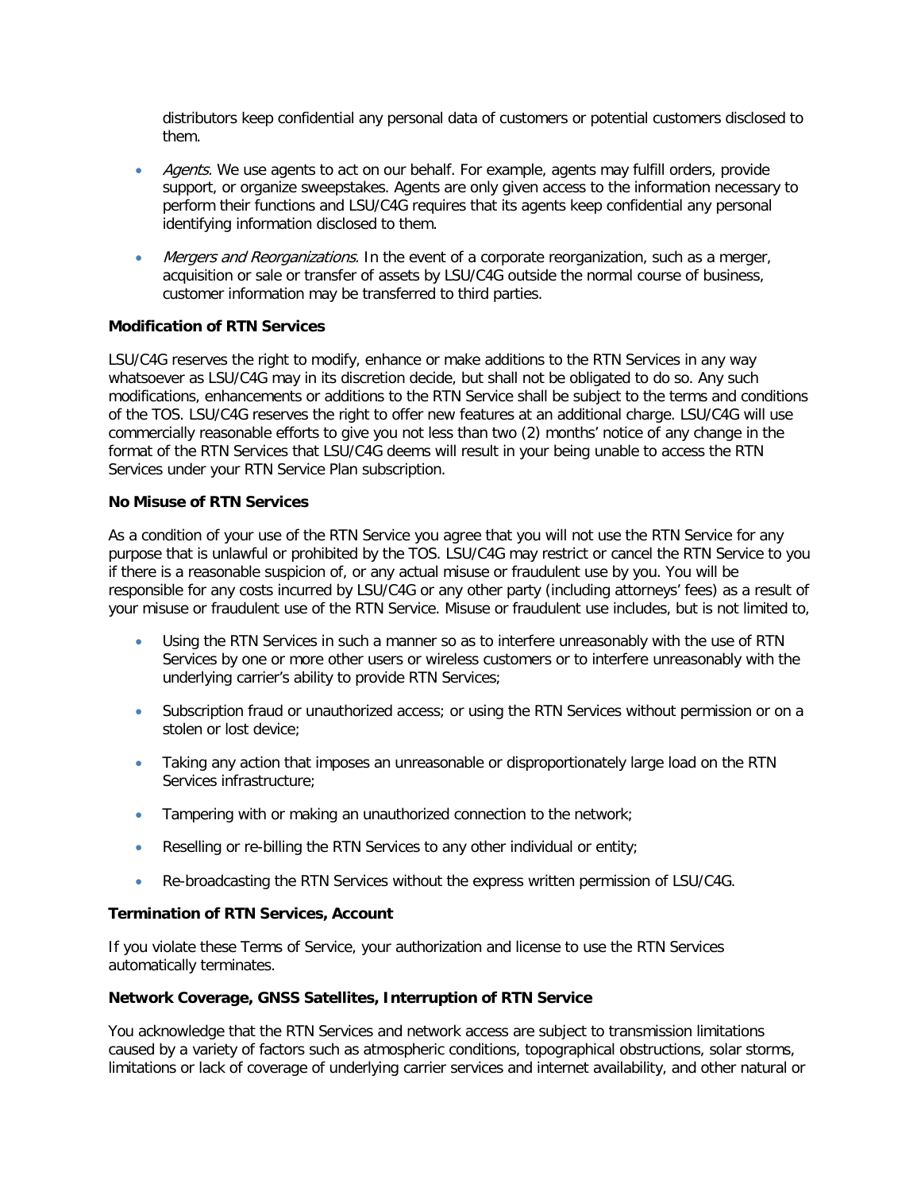distributors keep confidential any personal data of customers or potential customers disclosed to them.

- *Agents*. We use agents to act on our behalf. For example, agents may fulfill orders, provide support, or organize sweepstakes. Agents are only given access to the information necessary to perform their functions and LSU/C4G requires that its agents keep confidential any personal identifying information disclosed to them.

- *Mergers and Reorganizations*. In the event of a corporate reorganization, such as a merger, acquisition or sale or transfer of assets by LSU/C4G outside the normal course of business, customer information may be transferred to third parties.

**Modification of RTN Services**

LSU/C4G reserves the right to modify, enhance or make additions to the RTN Services in any way whatsoever as LSU/C4G may in its discretion decide, but shall not be obligated to do so. Any such modifications, enhancements or additions to the RTN Service shall be subject to the terms and conditions of the TOS. LSU/C4G reserves the right to offer new features at an additional charge. LSU/C4G will use commercially reasonable efforts to give you not less than two (2) months' notice of any change in the format of the RTN Services that LSU/C4G deems will result in your being unable to access the RTN Services under your RTN Service Plan subscription.

**No Misuse of RTN Services**

As a condition of your use of the RTN Service you agree that you will not use the RTN Service for any purpose that is unlawful or prohibited by the TOS. LSU/C4G may restrict or cancel the RTN Service to you if there is a reasonable suspicion of, or any actual misuse or fraudulent use by you. You will be responsible for any costs incurred by LSU/C4G or any other party (including attorneys' fees) as a result of your misuse or fraudulent use of the RTN Service. Misuse or fraudulent use includes, but is not limited to,

- Using the RTN Services in such a manner so as to interfere unreasonably with the use of RTN Services by one or more other users or wireless customers or to interfere unreasonably with the underlying carrier's ability to provide RTN Services;

- Subscription fraud or unauthorized access; or using the RTN Services without permission or on a stolen or lost device;

- Taking any action that imposes an unreasonable or disproportionately large load on the RTN Services infrastructure;

- Tampering with or making an unauthorized connection to the network;

- Reselling or re-billing the RTN Services to any other individual or entity;

- Re-broadcasting the RTN Services without the express written permission of LSU/C4G.

**Termination of RTN Services, Account**

If you violate these Terms of Service, your authorization and license to use the RTN Services automatically terminates.

**Network Coverage, GNSS Satellites, Interruption of RTN Service**

You acknowledge that the RTN Services and network access are subject to transmission limitations caused by a variety of factors such as atmospheric conditions, topographical obstructions, solar storms, limitations or lack of coverage of underlying carrier services and internet availability, and other natural or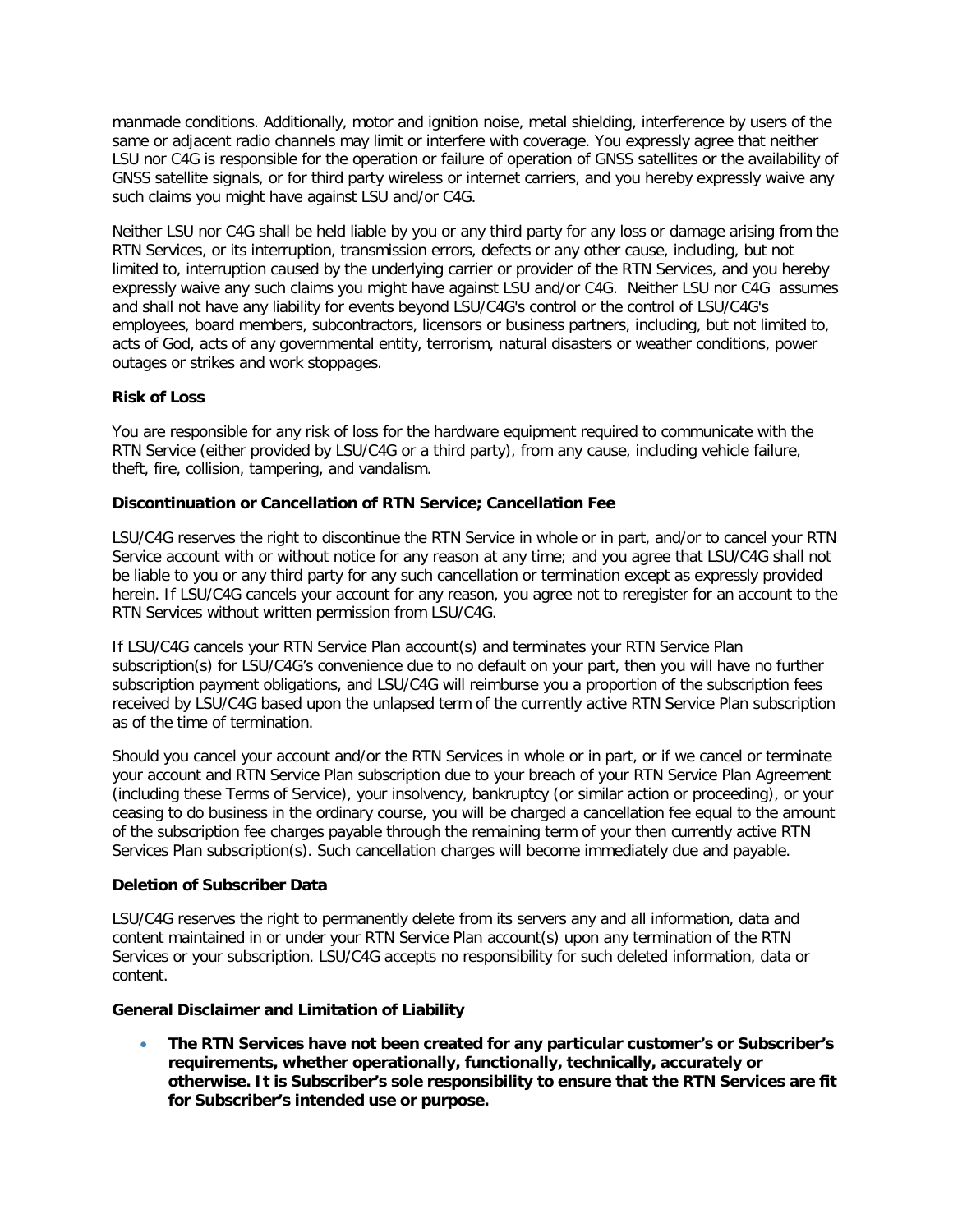manmade conditions. Additionally, motor and ignition noise, metal shielding, interference by users of the same or adjacent radio channels may limit or interfere with coverage. You expressly agree that neither LSU nor C4G is responsible for the operation or failure of operation of GNSS satellites or the availability of GNSS satellite signals, or for third party wireless or internet carriers, and you hereby expressly waive any such claims you might have against LSU and/or C4G.

Neither LSU nor C4G shall be held liable by you or any third party for any loss or damage arising from the RTN Services, or its interruption, transmission errors, defects or any other cause, including, but not limited to, interruption caused by the underlying carrier or provider of the RTN Services, and you hereby expressly waive any such claims you might have against LSU and/or C4G. Neither LSU nor C4G assumes and shall not have any liability for events beyond LSU/C4G's control or the control of LSU/C4G's employees, board members, subcontractors, licensors or business partners, including, but not limited to, acts of God, acts of any governmental entity, terrorism, natural disasters or weather conditions, power outages or strikes and work stoppages.

**Risk of Loss**

You are responsible for any risk of loss for the hardware equipment required to communicate with the RTN Service (either provided by LSU/C4G or a third party), from any cause, including vehicle failure, theft, fire, collision, tampering, and vandalism.

**Discontinuation or Cancellation of RTN Service; Cancellation Fee**

LSU/C4G reserves the right to discontinue the RTN Service in whole or in part, and/or to cancel your RTN Service account with or without notice for any reason at any time; and you agree that LSU/C4G shall not be liable to you or any third party for any such cancellation or termination except as expressly provided herein. If LSU/C4G cancels your account for any reason, you agree not to reregister for an account to the RTN Services without written permission from LSU/C4G.

If LSU/C4G cancels your RTN Service Plan account(s) and terminates your RTN Service Plan subscription(s) for LSU/C4G's convenience due to no default on your part, then you will have no further subscription payment obligations, and LSU/C4G will reimburse you a proportion of the subscription fees received by LSU/C4G based upon the unlapsed term of the currently active RTN Service Plan subscription as of the time of termination.

Should you cancel your account and/or the RTN Services in whole or in part, or if we cancel or terminate your account and RTN Service Plan subscription due to your breach of your RTN Service Plan Agreement (including these Terms of Service), your insolvency, bankruptcy (or similar action or proceeding), or your ceasing to do business in the ordinary course, you will be charged a cancellation fee equal to the amount of the subscription fee charges payable through the remaining term of your then currently active RTN Services Plan subscription(s). Such cancellation charges will become immediately due and payable.

**Deletion of Subscriber Data**

LSU/C4G reserves the right to permanently delete from its servers any and all information, data and content maintained in or under your RTN Service Plan account(s) upon any termination of the RTN Services or your subscription. LSU/C4G accepts no responsibility for such deleted information, data or content.

**General Disclaimer and Limitation of Liability**

- **The RTN Services have not been created for any particular customer's or Subscriber's requirements, whether operationally, functionally, technically, accurately or otherwise. It is Subscriber's sole responsibility to ensure that the RTN Services are fit for Subscriber's intended use or purpose.**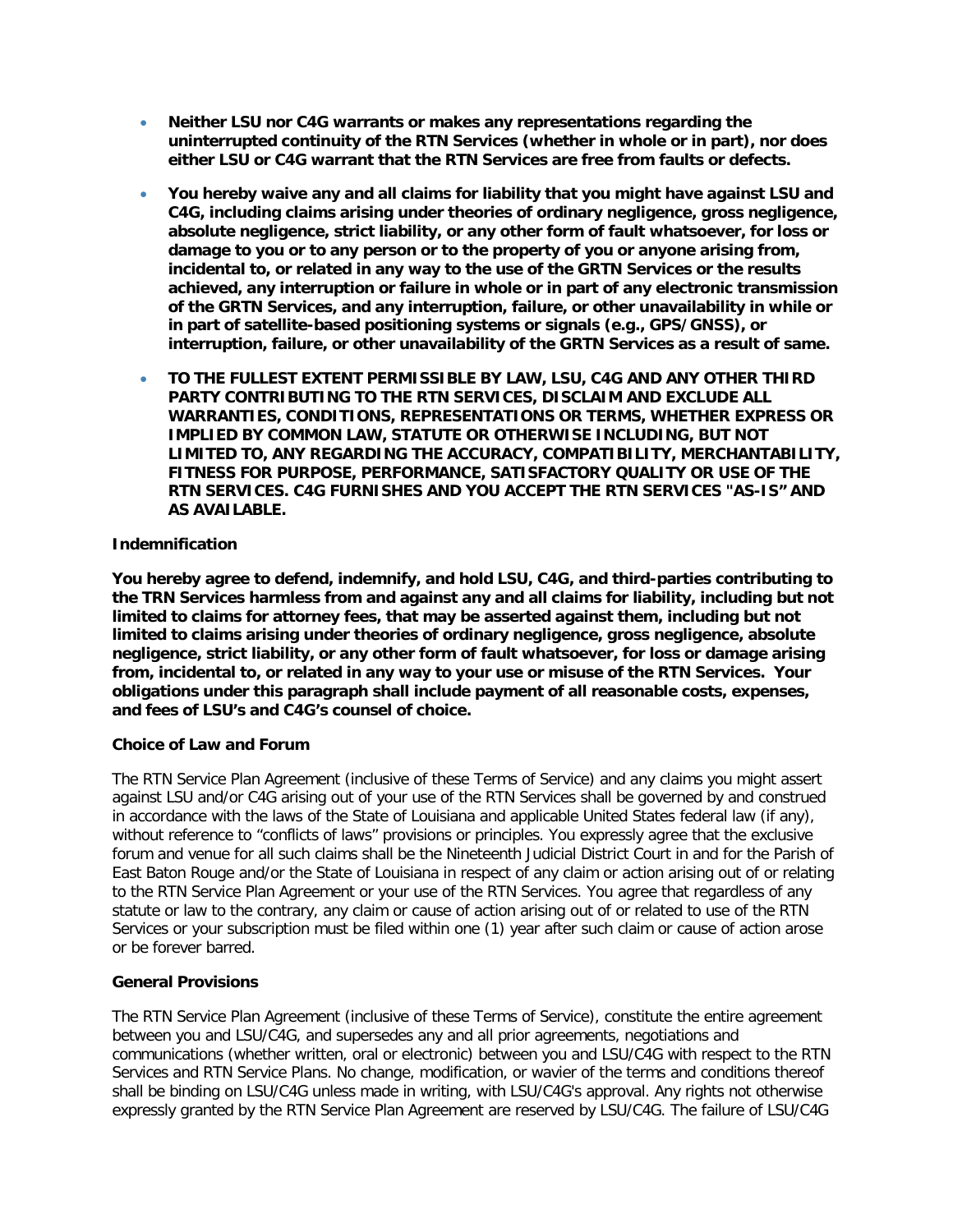- **Neither LSU nor C4G warrants or makes any representations regarding the uninterrupted continuity of the RTN Services (whether in whole or in part), nor does either LSU or C4G warrant that the RTN Services are free from faults or defects.**
- **You hereby waive any and all claims for liability that you might have against LSU and C4G, including claims arising under theories of ordinary negligence, gross negligence, absolute negligence, strict liability, or any other form of fault whatsoever, for loss or damage to you or to any person or to the property of you or anyone arising from, incidental to, or related in any way to the use of the GRTN Services or the results achieved, any interruption or failure in whole or in part of any electronic transmission of the GRTN Services, and any interruption, failure, or other unavailability in while or in part of satellite-based positioning systems or signals (e.g., GPS/GNSS), or interruption, failure, or other unavailability of the GRTN Services as a result of same.**
- **TO THE FULLEST EXTENT PERMISSIBLE BY LAW, LSU, C4G AND ANY OTHER THIRD PARTY CONTRIBUTING TO THE RTN SERVICES, DISCLAIM AND EXCLUDE ALL WARRANTIES, CONDITIONS, REPRESENTATIONS OR TERMS, WHETHER EXPRESS OR IMPLIED BY COMMON LAW, STATUTE OR OTHERWISE INCLUDING, BUT NOT LIMITED TO, ANY REGARDING THE ACCURACY, COMPATIBILITY, MERCHANTABILITY, FITNESS FOR PURPOSE, PERFORMANCE, SATISFACTORY QUALITY OR USE OF THE RTN SERVICES. C4G FURNISHES AND YOU ACCEPT THE RTN SERVICES "AS-IS" AND AS AVAILABLE.**

**Indemnification**

**You hereby agree to defend, indemnify, and hold LSU, C4G, and third-parties contributing to the TRN Services harmless from and against any and all claims for liability, including but not limited to claims for attorney fees, that may be asserted against them, including but not limited to claims arising under theories of ordinary negligence, gross negligence, absolute negligence, strict liability, or any other form of fault whatsoever, for loss or damage arising from, incidental to, or related in any way to your use or misuse of the RTN Services. Your obligations under this paragraph shall include payment of all reasonable costs, expenses, and fees of LSU's and C4G's counsel of choice.**

**Choice of Law and Forum**

The RTN Service Plan Agreement (inclusive of these Terms of Service) and any claims you might assert against LSU and/or C4G arising out of your use of the RTN Services shall be governed by and construed in accordance with the laws of the State of Louisiana and applicable United States federal law (if any), without reference to "conflicts of laws" provisions or principles. You expressly agree that the exclusive forum and venue for all such claims shall be the Nineteenth Judicial District Court in and for the Parish of East Baton Rouge and/or the State of Louisiana in respect of any claim or action arising out of or relating to the RTN Service Plan Agreement or your use of the RTN Services. You agree that regardless of any statute or law to the contrary, any claim or cause of action arising out of or related to use of the RTN Services or your subscription must be filed within one (1) year after such claim or cause of action arose or be forever barred.

**General Provisions**

The RTN Service Plan Agreement (inclusive of these Terms of Service), constitute the entire agreement between you and LSU/C4G, and supersedes any and all prior agreements, negotiations and communications (whether written, oral or electronic) between you and LSU/C4G with respect to the RTN Services and RTN Service Plans. No change, modification, or wavier of the terms and conditions thereof shall be binding on LSU/C4G unless made in writing, with LSU/C4G's approval. Any rights not otherwise expressly granted by the RTN Service Plan Agreement are reserved by LSU/C4G. The failure of LSU/C4G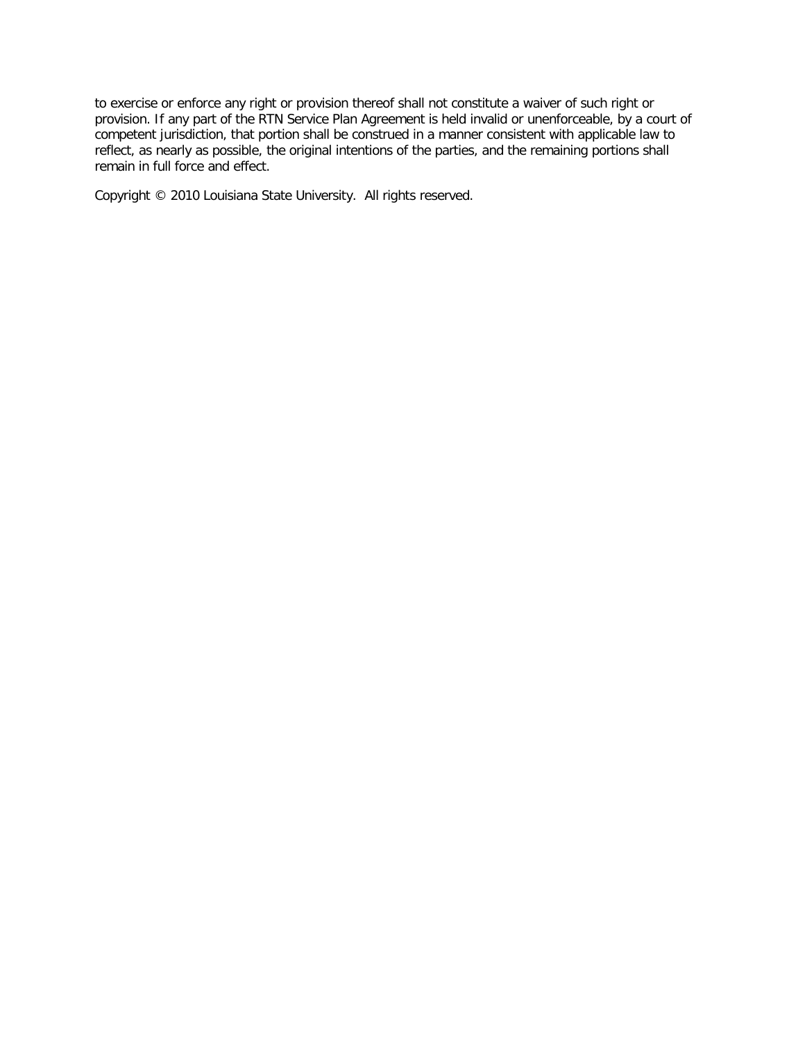to exercise or enforce any right or provision thereof shall not constitute a waiver of such right or provision. If any part of the RTN Service Plan Agreement is held invalid or unenforceable, by a court of competent jurisdiction, that portion shall be construed in a manner consistent with applicable law to reflect, as nearly as possible, the original intentions of the parties, and the remaining portions shall remain in full force and effect.

Copyright © 2010 Louisiana State University. All rights reserved.